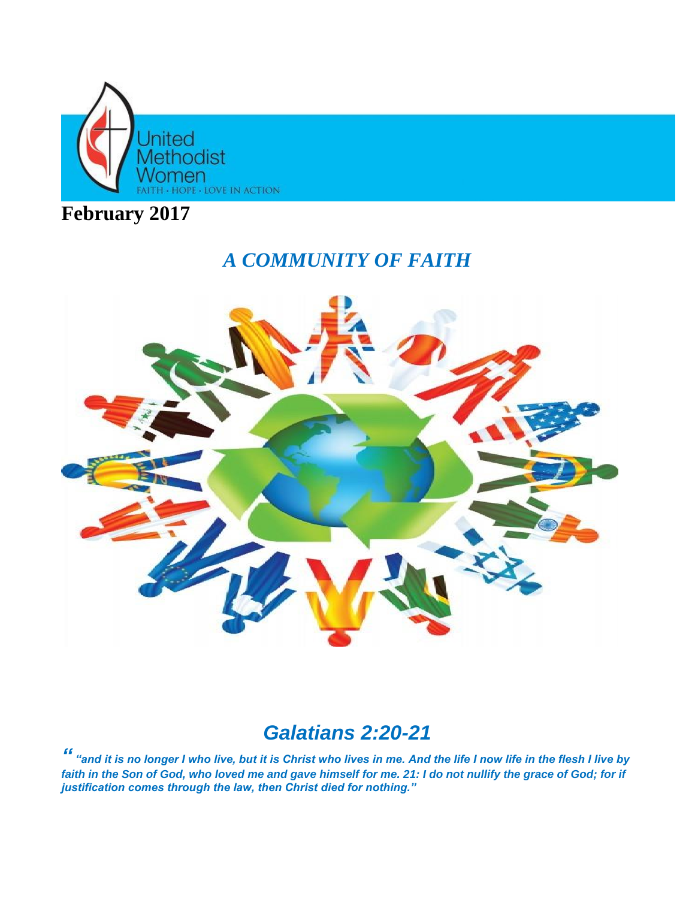United Methodist Women

FAITH · HOPE · LOVE IN ACTION

**February 2017**

## *A COMMUNITY OF FAITH*

## *Galatians 2:20-21*

***" "and it is no longer I who live, but it is Christ who lives in me. And the life I now life in the flesh I live by faith in the Son of God, who loved me and gave himself for me. 21: I do not nullify the grace of God; for if justification comes through the law, then Christ died for nothing."***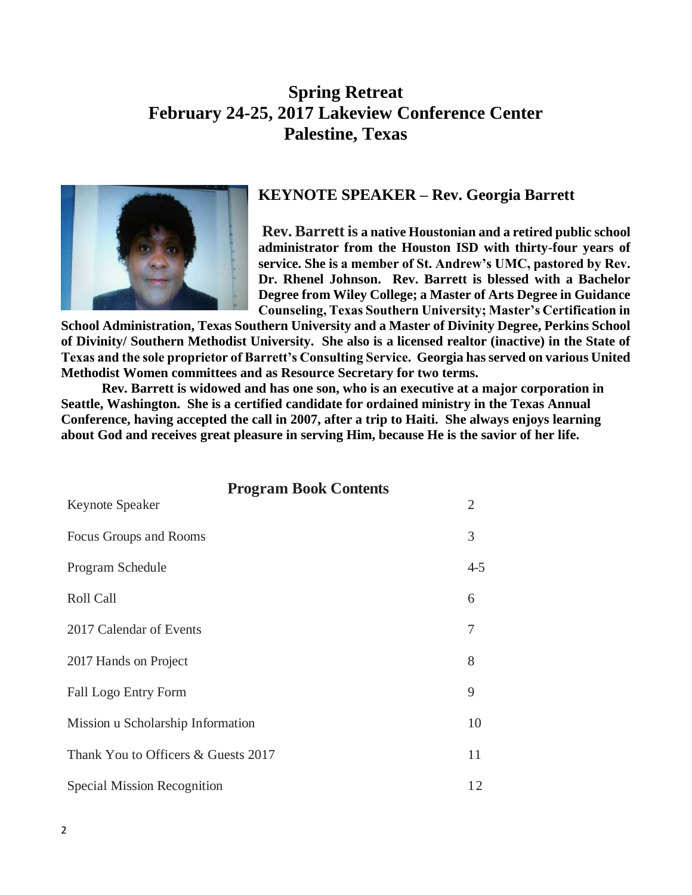# Spring Retreat
# February 24-25, 2017 Lakeview Conference Center
# Palestine, Texas

## KEYNOTE SPEAKER – Rev. Georgia Barrett

**Rev. Barrett is a native Houstonian and a retired public school administrator from the Houston ISD with thirty-four years of service. She is a member of St. Andrew's UMC, pastored by Rev. Dr. Rhenel Johnson. Rev. Barrett is blessed with a Bachelor Degree from Wiley College; a Master of Arts Degree in Guidance Counseling, Texas Southern University; Master's Certification in School Administration, Texas Southern University and a Master of Divinity Degree, Perkins School of Divinity/ Southern Methodist University. She also is a licensed realtor (inactive) in the State of Texas and the sole proprietor of Barrett's Consulting Service. Georgia has served on various United Methodist Women committees and as Resource Secretary for two terms.**

**Rev. Barrett is widowed and has one son, who is an executive at a major corporation in Seattle, Washington. She is a certified candidate for ordained ministry in the Texas Annual Conference, having accepted the call in 2007, after a trip to Haiti. She always enjoys learning about God and receives great pleasure in serving Him, because He is the savior of her life.**

## Program Book Contents

| | |
|---|---|
| Keynote Speaker | 2 |
| Focus Groups and Rooms | 3 |
| Program Schedule | 4-5 |
| Roll Call | 6 |
| 2017 Calendar of Events | 7 |
| 2017 Hands on Project | 8 |
| Fall Logo Entry Form | 9 |
| Mission u Scholarship Information | 10 |
| Thank You to Officers & Guests 2017 | 11 |
| Special Mission Recognition | 12 |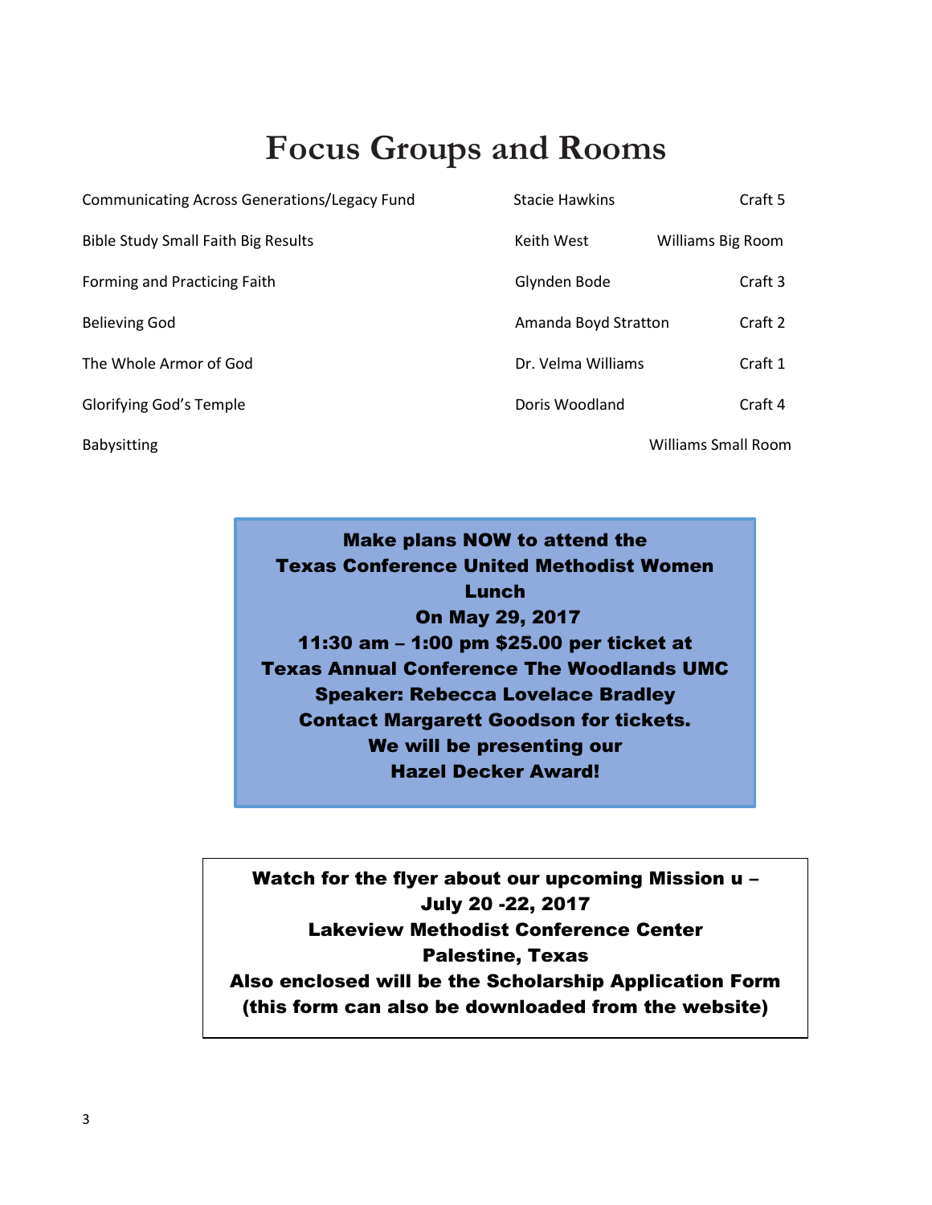# Focus Groups and Rooms

| Focus Group | Leader | Room |
|---|---|---|
| Communicating Across Generations/Legacy Fund | Stacie Hawkins | Craft 5 |
| Bible Study Small Faith Big Results | Keith West | Williams Big Room |
| Forming and Practicing Faith | Glynden Bode | Craft 3 |
| Believing God | Amanda Boyd Stratton | Craft 2 |
| The Whole Armor of God | Dr. Velma Williams | Craft 1 |
| Glorifying God's Temple | Doris Woodland | Craft 4 |
| Babysitting | | Williams Small Room |

**Make plans NOW to attend the**
**Texas Conference United Methodist Women**
**Lunch**
**On May 29, 2017**
**11:30 am – 1:00 pm $25.00 per ticket at**
**Texas Annual Conference The Woodlands UMC**
**Speaker: Rebecca Lovelace Bradley**
**Contact Margarett Goodson for tickets.**
**We will be presenting our**
**Hazel Decker Award!**

**Watch for the flyer about our upcoming Mission u –**
**July 20 -22, 2017**
**Lakeview Methodist Conference Center**
**Palestine, Texas**
**Also enclosed will be the Scholarship Application Form**
**(this form can also be downloaded from the website)**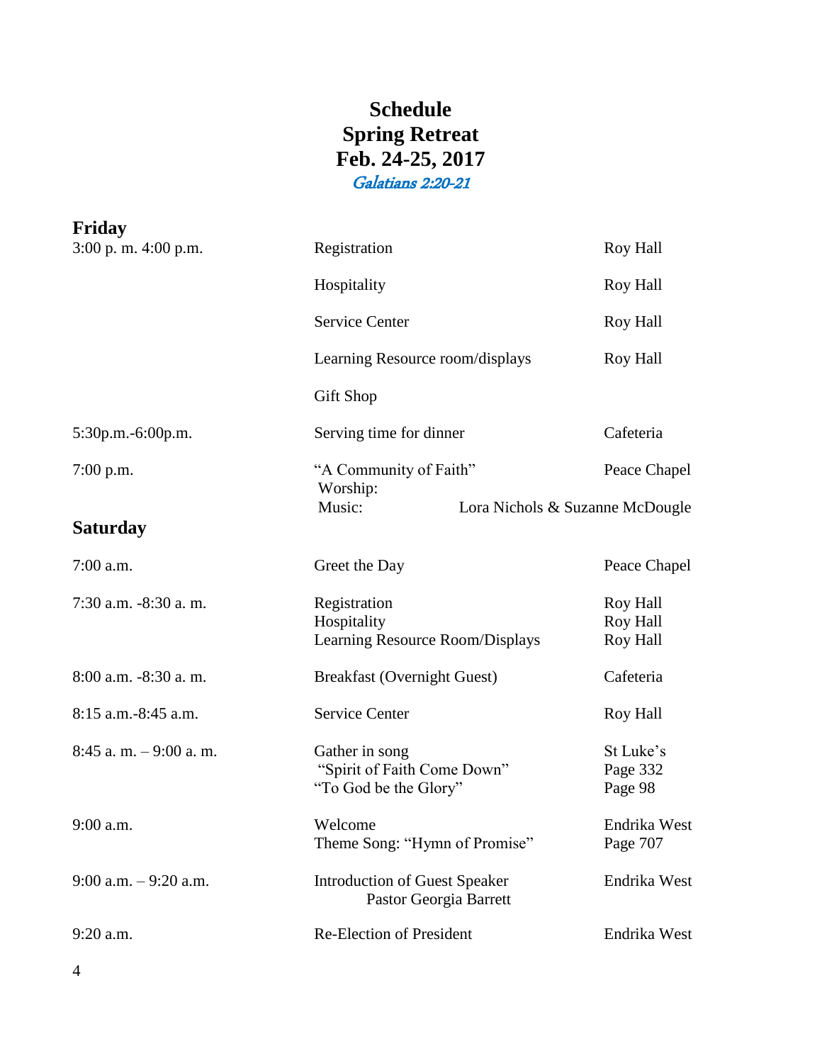# Schedule
# Spring Retreat
# Feb. 24-25, 2017

*Galatians 2:20-21*

## Friday

| Time | Event | Location |
|---|---|---|
| 3:00 p. m. 4:00 p.m. | Registration | Roy Hall |
| | Hospitality | Roy Hall |
| | Service Center | Roy Hall |
| | Learning Resource room/displays | Roy Hall |
| | Gift Shop | |
| 5:30p.m.-6:00p.m. | Serving time for dinner | Cafeteria |
| 7:00 p.m. | "A Community of Faith" Worship: | Peace Chapel |
| | Music: | Lora Nichols & Suzanne McDougle |

## Saturday

| Time | Event | Location |
|---|---|---|
| 7:00 a.m. | Greet the Day | Peace Chapel |
| 7:30 a.m. -8:30 a. m. | Registration<br>Hospitality<br>Learning Resource Room/Displays | Roy Hall<br>Roy Hall<br>Roy Hall |
| 8:00 a.m. -8:30 a. m. | Breakfast (Overnight Guest) | Cafeteria |
| 8:15 a.m.-8:45 a.m. | Service Center | Roy Hall |
| 8:45 a. m. – 9:00 a. m. | Gather in song<br>"Spirit of Faith Come Down"<br>"To God be the Glory" | St Luke's<br>Page 332<br>Page 98 |
| 9:00 a.m. | Welcome<br>Theme Song: "Hymn of Promise" | Endrika West<br>Page 707 |
| 9:00 a.m. – 9:20 a.m. | Introduction of Guest Speaker<br>Pastor Georgia Barrett | Endrika West |
| 9:20 a.m. | Re-Election of President | Endrika West |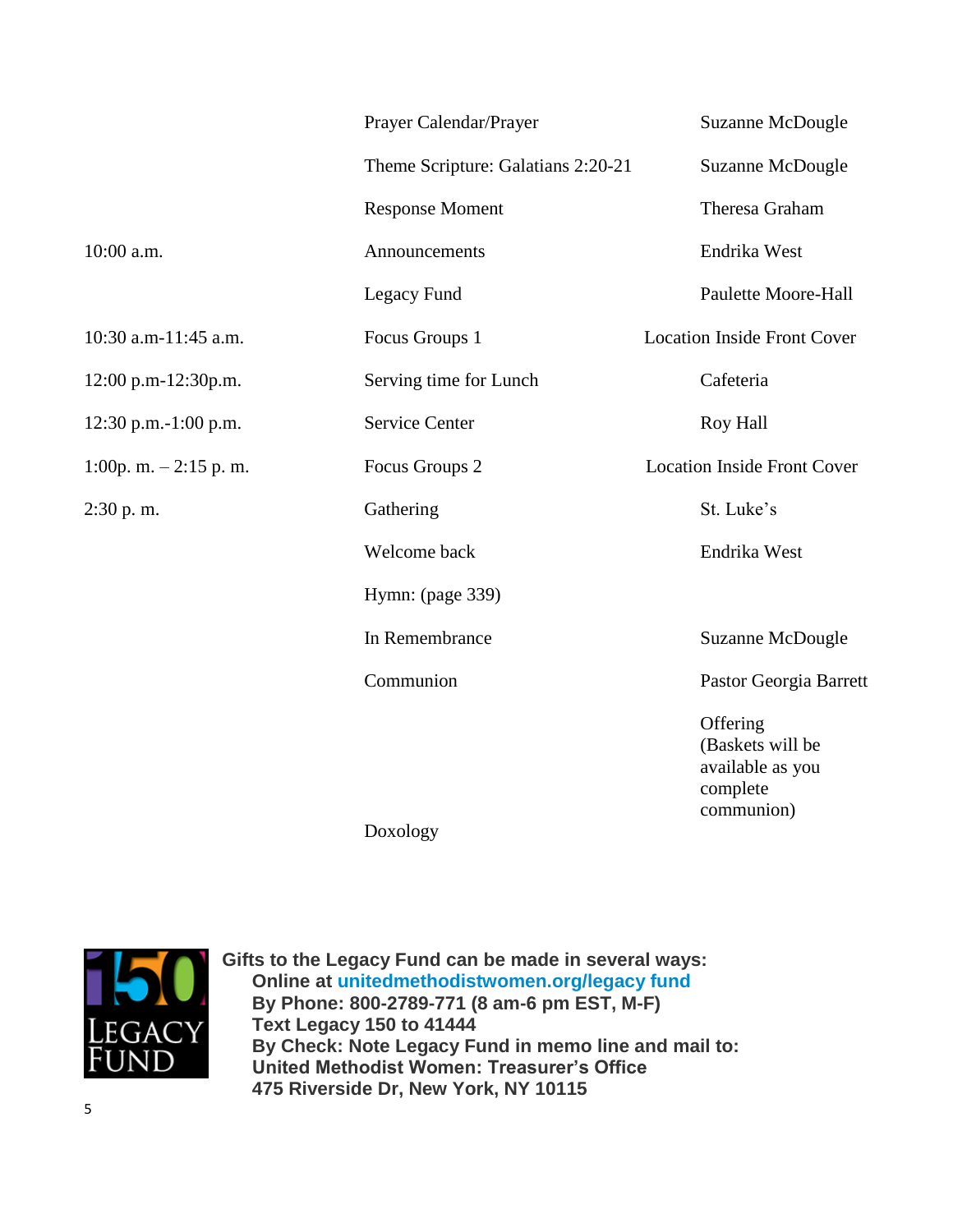| | | |
|---|---|---|
| | Prayer Calendar/Prayer | Suzanne McDougle |
| | Theme Scripture: Galatians 2:20-21 | Suzanne McDougle |
| | Response Moment | Theresa Graham |
| 10:00 a.m. | Announcements | Endrika West |
| | Legacy Fund | Paulette Moore-Hall |
| 10:30 a.m-11:45 a.m. | Focus Groups 1 | Location Inside Front Cover |
| 12:00 p.m-12:30p.m. | Serving time for Lunch | Cafeteria |
| 12:30 p.m.-1:00 p.m. | Service Center | Roy Hall |
| 1:00p. m. – 2:15 p. m. | Focus Groups 2 | Location Inside Front Cover |
| 2:30 p. m. | Gathering | St. Luke's |
| | Welcome back | Endrika West |
| | Hymn: (page 339) | |
| | In Remembrance | Suzanne McDougle |
| | Communion | Pastor Georgia Barrett |
| | | Offering (Baskets will be available as you complete communion) |
| | Doxology | |

**Gifts to the Legacy Fund can be made in several ways:**

**Online at unitedmethodistwomen.org/legacy fund**
**By Phone: 800-2789-771 (8 am-6 pm EST, M-F)**
**Text Legacy 150 to 41444**
**By Check: Note Legacy Fund in memo line and mail to:**
**United Methodist Women: Treasurer's Office**
**475 Riverside Dr, New York, NY 10115**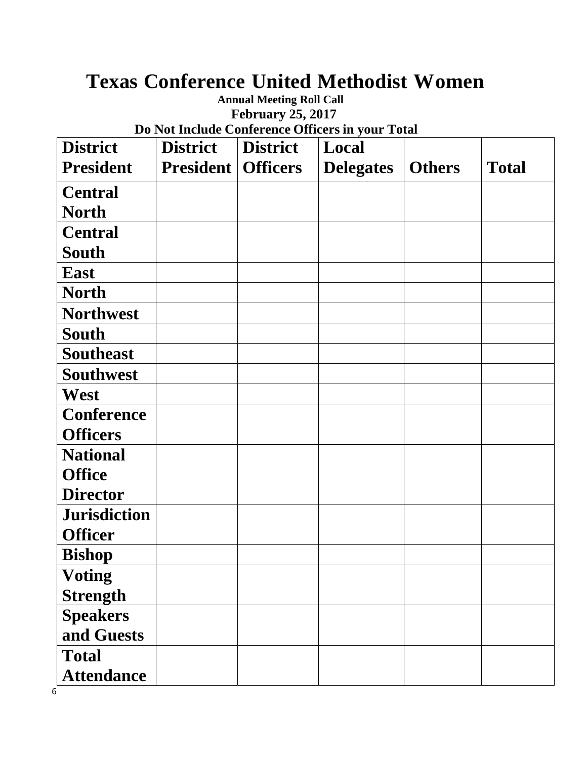# Texas Conference United Methodist Women

**Annual Meeting Roll Call**

**February 25, 2017**

**Do Not Include Conference Officers in your Total**

| District President | District President | District Officers | Local Delegates | Others | Total |
|---|---|---|---|---|---|
| Central North | | | | | |
| Central South | | | | | |
| East | | | | | |
| North | | | | | |
| Northwest | | | | | |
| South | | | | | |
| Southeast | | | | | |
| Southwest | | | | | |
| West | | | | | |
| Conference Officers | | | | | |
| National Office Director | | | | | |
| Jurisdiction Officer | | | | | |
| Bishop | | | | | |
| Voting Strength | | | | | |
| Speakers and Guests | | | | | |
| Total Attendance | | | | | |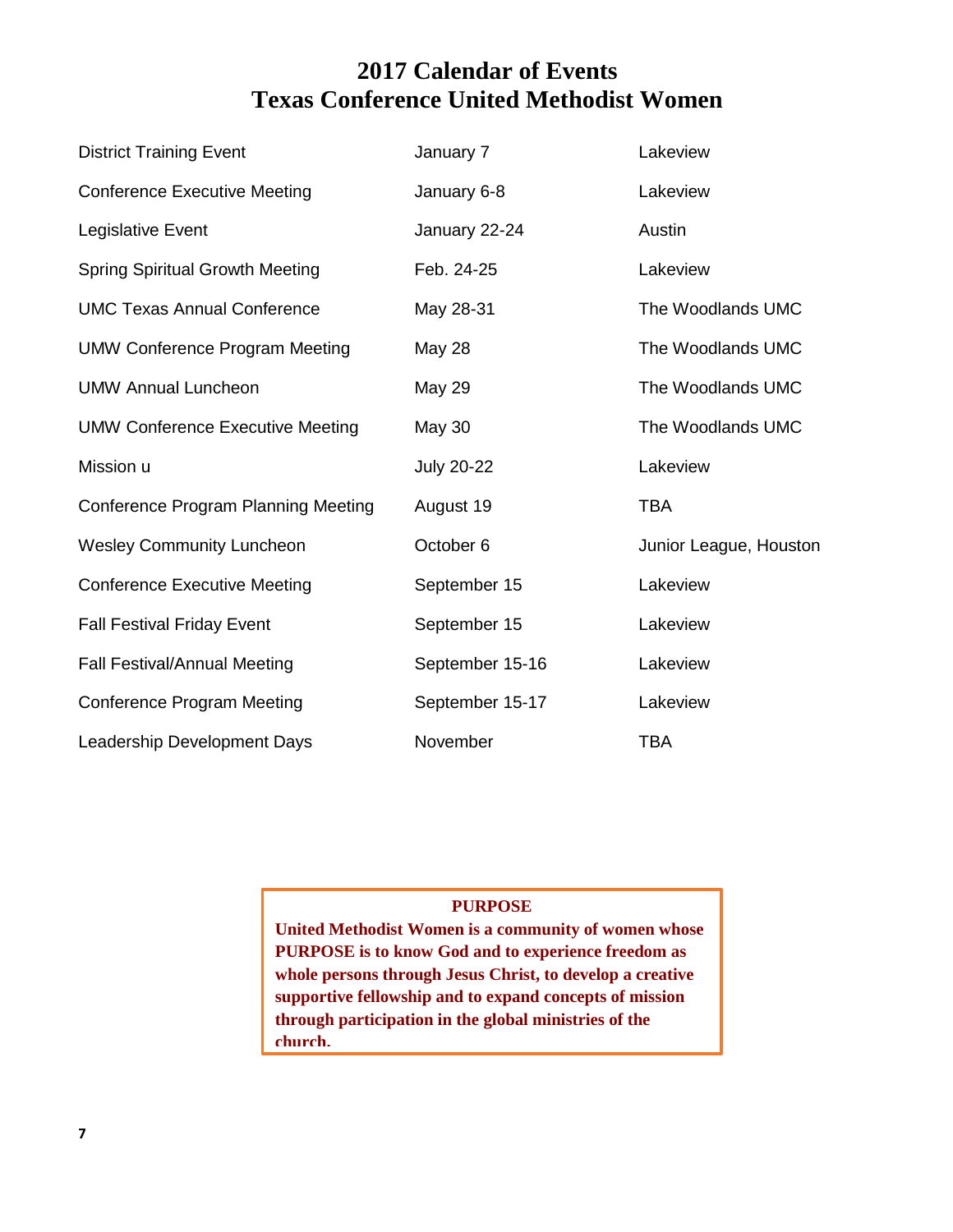# 2017 Calendar of Events
# Texas Conference United Methodist Women

| | | |
|---|---|---|
| District Training Event | January 7 | Lakeview |
| Conference Executive Meeting | January 6-8 | Lakeview |
| Legislative Event | January 22-24 | Austin |
| Spring Spiritual Growth Meeting | Feb. 24-25 | Lakeview |
| UMC Texas Annual Conference | May 28-31 | The Woodlands UMC |
| UMW Conference Program Meeting | May 28 | The Woodlands UMC |
| UMW Annual Luncheon | May 29 | The Woodlands UMC |
| UMW Conference Executive Meeting | May 30 | The Woodlands UMC |
| Mission u | July 20-22 | Lakeview |
| Conference Program Planning Meeting | August 19 | TBA |
| Wesley Community Luncheon | October 6 | Junior League, Houston |
| Conference Executive Meeting | September 15 | Lakeview |
| Fall Festival Friday Event | September 15 | Lakeview |
| Fall Festival/Annual Meeting | September 15-16 | Lakeview |
| Conference Program Meeting | September 15-17 | Lakeview |
| Leadership Development Days | November | TBA |

**PURPOSE**

**United Methodist Women is a community of women whose PURPOSE is to know God and to experience freedom as whole persons through Jesus Christ, to develop a creative supportive fellowship and to expand concepts of mission through participation in the global ministries of the church.**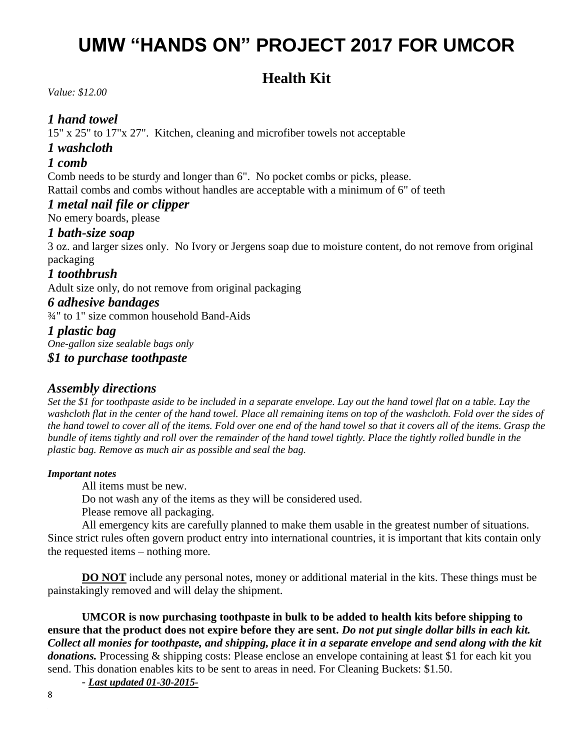# UMW "HANDS ON" PROJECT 2017 FOR UMCOR

## Health Kit

*Value: $12.00*

### *1 hand towel*

15" x 25" to 17"x 27". Kitchen, cleaning and microfiber towels not acceptable

### *1 washcloth*

### *1 comb*

Comb needs to be sturdy and longer than 6". No pocket combs or picks, please.
Rattail combs and combs without handles are acceptable with a minimum of 6" of teeth

### *1 metal nail file or clipper*

No emery boards, please

### *1 bath-size soap*

3 oz. and larger sizes only. No Ivory or Jergens soap due to moisture content, do not remove from original packaging

### *1 toothbrush*

Adult size only, do not remove from original packaging

### *6 adhesive bandages*

¾" to 1" size common household Band-Aids

### *1 plastic bag*

*One-gallon size sealable bags only*

### *$1 to purchase toothpaste*

### *Assembly directions*

*Set the $1 for toothpaste aside to be included in a separate envelope. Lay out the hand towel flat on a table. Lay the washcloth flat in the center of the hand towel. Place all remaining items on top of the washcloth. Fold over the sides of the hand towel to cover all of the items. Fold over one end of the hand towel so that it covers all of the items. Grasp the bundle of items tightly and roll over the remainder of the hand towel tightly. Place the tightly rolled bundle in the plastic bag. Remove as much air as possible and seal the bag.*

***Important notes***

All items must be new.

Do not wash any of the items as they will be considered used.

Please remove all packaging.

All emergency kits are carefully planned to make them usable in the greatest number of situations. Since strict rules often govern product entry into international countries, it is important that kits contain only the requested items – nothing more.

**DO NOT** include any personal notes, money or additional material in the kits. These things must be painstakingly removed and will delay the shipment.

**UMCOR is now purchasing toothpaste in bulk to be added to health kits before shipping to ensure that the product does not expire before they are sent.** ***Do not put single dollar bills in each kit. Collect all monies for toothpaste, and shipping, place it in a separate envelope and send along with the kit donations.*** Processing & shipping costs: Please enclose an envelope containing at least $1 for each kit you send. This donation enables kits to be sent to areas in need. For Cleaning Buckets: $1.50.

- ***Last updated 01-30-2015-***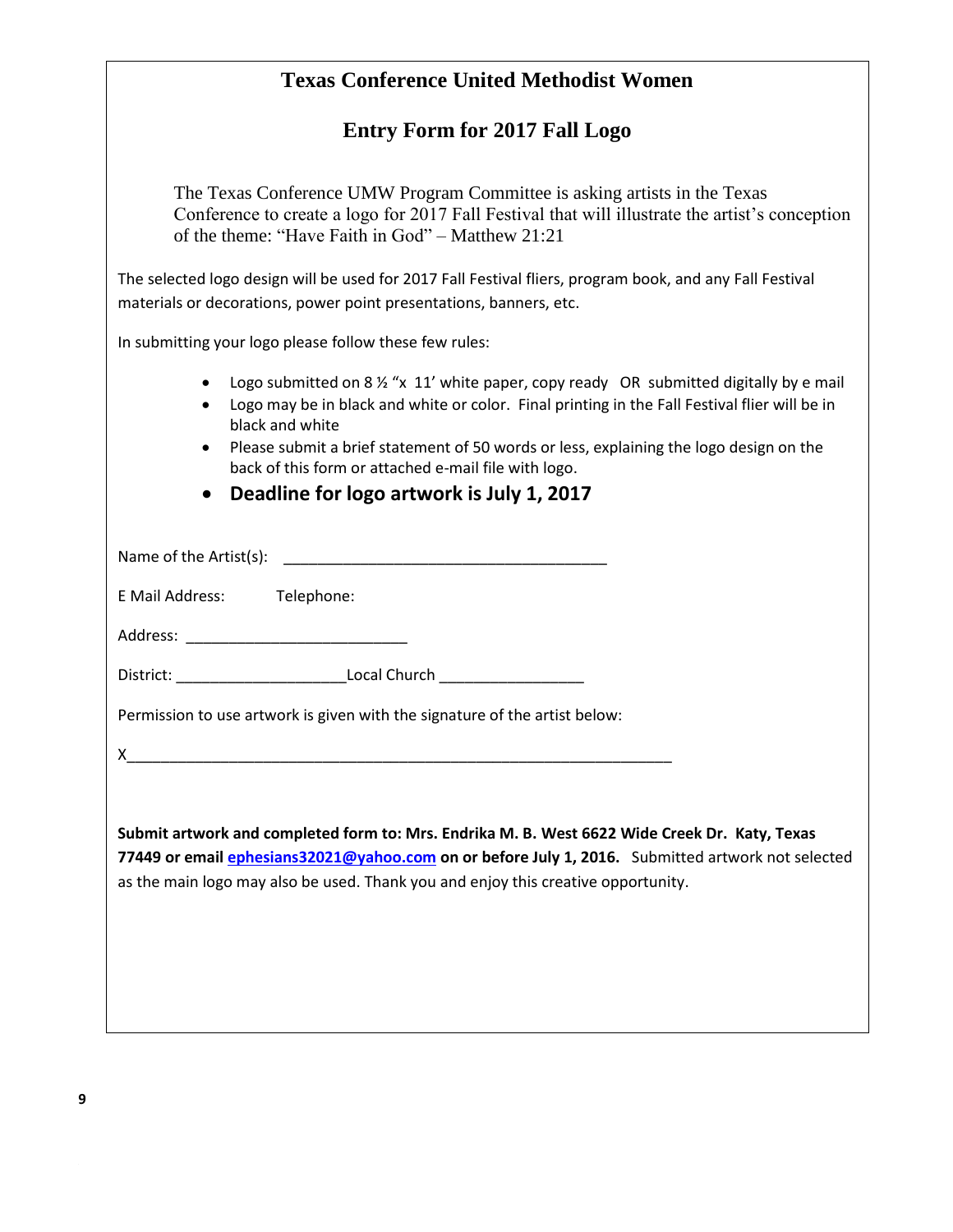# Texas Conference United Methodist Women

## Entry Form for 2017 Fall Logo

The Texas Conference UMW Program Committee is asking artists in the Texas Conference to create a logo for 2017 Fall Festival that will illustrate the artist's conception of the theme: "Have Faith in God" – Matthew 21:21

The selected logo design will be used for 2017 Fall Festival fliers, program book, and any Fall Festival materials or decorations, power point presentations, banners, etc.

In submitting your logo please follow these few rules:

- Logo submitted on 8 ½ "x 11' white paper, copy ready OR submitted digitally by e mail
- Logo may be in black and white or color. Final printing in the Fall Festival flier will be in black and white
- Please submit a brief statement of 50 words or less, explaining the logo design on the back of this form or attached e-mail file with logo.
- **Deadline for logo artwork is July 1, 2017**

Name of the Artist(s): ______________________________________

E Mail Address: Telephone:

Address: __________________________

District: ____________________Local Church _________________

Permission to use artwork is given with the signature of the artist below:

X_________________________________________________________________

**Submit artwork and completed form to: Mrs. Endrika M. B. West 6622 Wide Creek Dr. Katy, Texas 77449 or email ephesians32021@yahoo.com on or before July 1, 2016.** Submitted artwork not selected as the main logo may also be used. Thank you and enjoy this creative opportunity.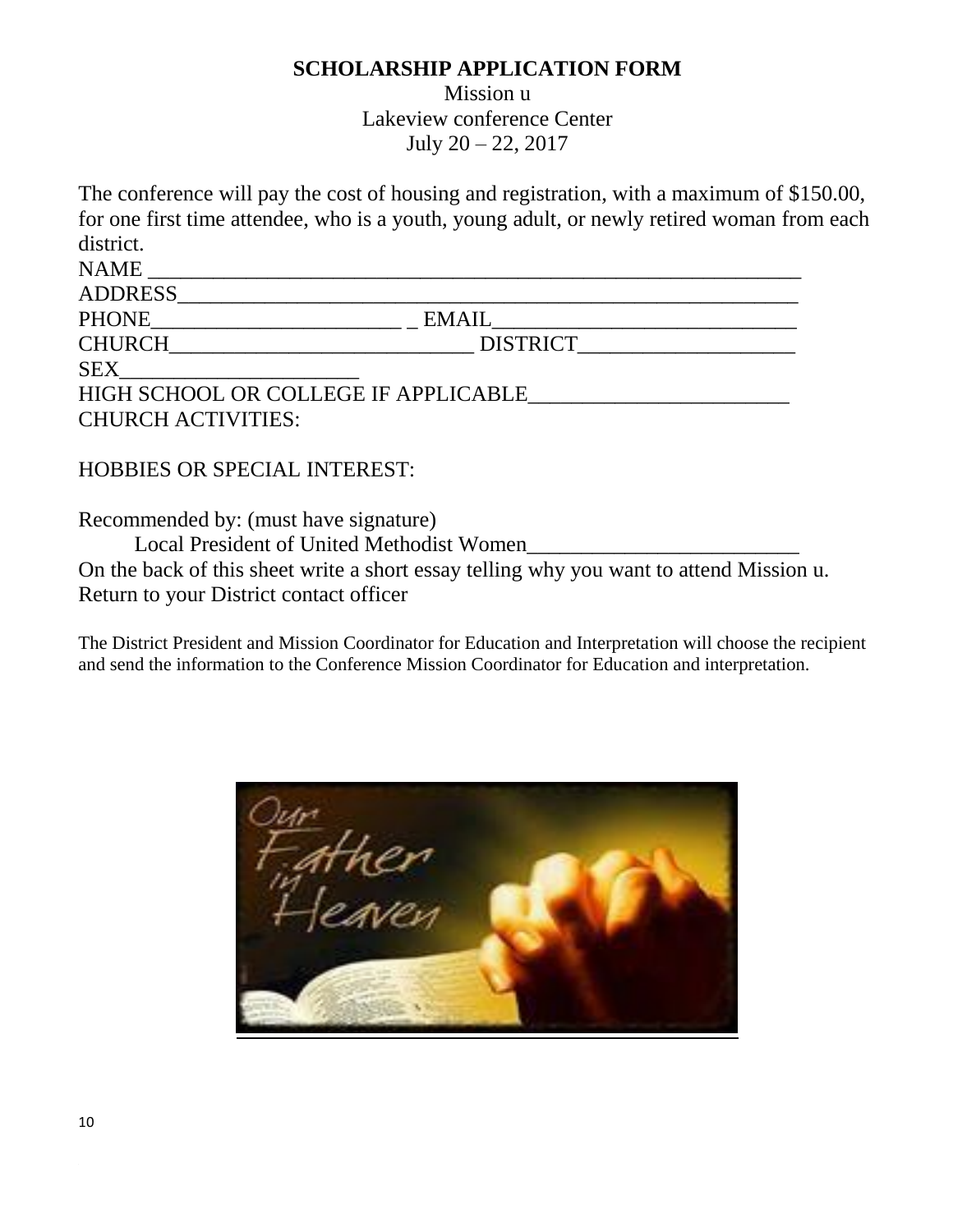**SCHOLARSHIP APPLICATION FORM**

Mission u
Lakeview conference Center
July 20 – 22, 2017

The conference will pay the cost of housing and registration, with a maximum of $150.00, for one first time attendee, who is a youth, young adult, or newly retired woman from each district.

NAME ____________________________________________________________

ADDRESS_________________________________________________________

PHONE_______________________ _ EMAIL____________________________

CHURCH____________________________ DISTRICT____________________

SEX______________________

HIGH SCHOOL OR COLLEGE IF APPLICABLE________________________

CHURCH ACTIVITIES:

HOBBIES OR SPECIAL INTEREST:

Recommended by: (must have signature)

Local President of United Methodist Women_________________________

On the back of this sheet write a short essay telling why you want to attend Mission u.
Return to your District contact officer

The District President and Mission Coordinator for Education and Interpretation will choose the recipient and send the information to the Conference Mission Coordinator for Education and interpretation.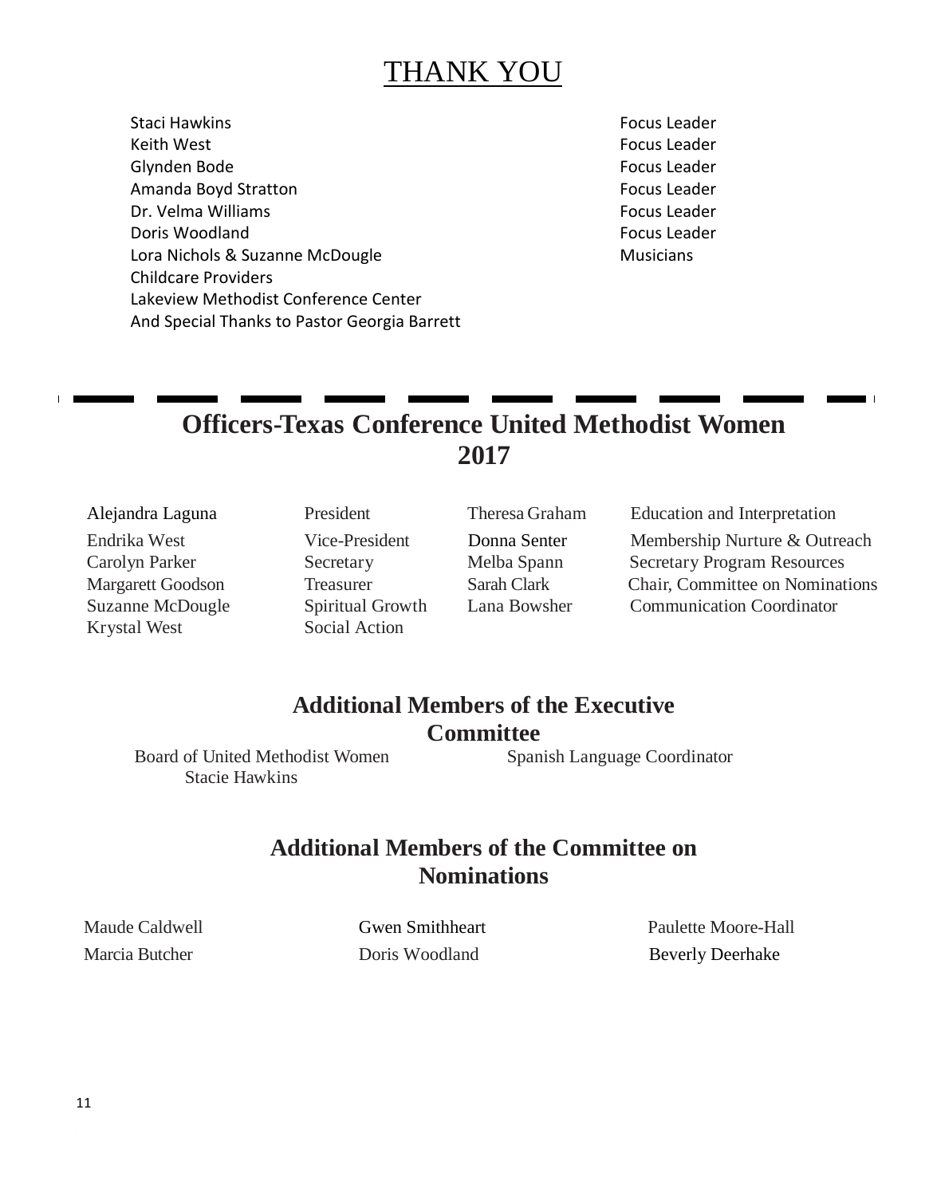# THANK YOU

| | |
|---|---|
| Staci Hawkins | Focus Leader |
| Keith West | Focus Leader |
| Glynden Bode | Focus Leader |
| Amanda Boyd Stratton | Focus Leader |
| Dr. Velma Williams | Focus Leader |
| Doris Woodland | Focus Leader |
| Lora Nichols & Suzanne McDougle | Musicians |
| Childcare Providers | |
| Lakeview Methodist Conference Center | |
| And Special Thanks to Pastor Georgia Barrett | |

## Officers-Texas Conference United Methodist Women 2017

| | | | |
|---|---|---|---|
| Alejandra Laguna | President | Theresa Graham | Education and Interpretation |
| Endrika West | Vice-President | Donna Senter | Membership Nurture & Outreach |
| Carolyn Parker | Secretary | Melba Spann | Secretary Program Resources |
| Margarett Goodson | Treasurer | Sarah Clark | Chair, Committee on Nominations |
| Suzanne McDougle | Spiritual Growth | Lana Bowsher | Communication Coordinator |
| Krystal West | Social Action | | |

## Additional Members of the Executive Committee

| | |
|---|---|
| Board of United Methodist Women | Spanish Language Coordinator |
| Stacie Hawkins | |

## Additional Members of the Committee on Nominations

| | | |
|---|---|---|
| Maude Caldwell | Gwen Smithheart | Paulette Moore-Hall |
| Marcia Butcher | Doris Woodland | Beverly Deerhake |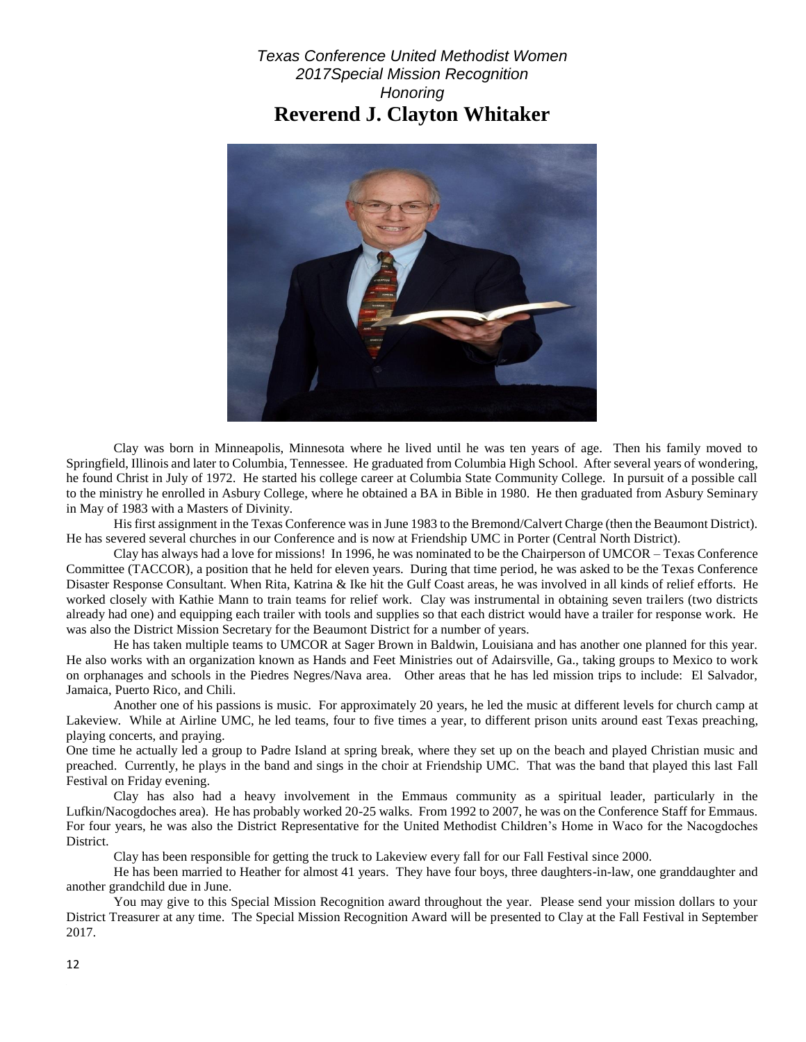*Texas Conference United Methodist Women*
*2017Special Mission Recognition*
*Honoring*

# Reverend J. Clayton Whitaker

Clay was born in Minneapolis, Minnesota where he lived until he was ten years of age. Then his family moved to Springfield, Illinois and later to Columbia, Tennessee. He graduated from Columbia High School. After several years of wondering, he found Christ in July of 1972. He started his college career at Columbia State Community College. In pursuit of a possible call to the ministry he enrolled in Asbury College, where he obtained a BA in Bible in 1980. He then graduated from Asbury Seminary in May of 1983 with a Masters of Divinity.

His first assignment in the Texas Conference was in June 1983 to the Bremond/Calvert Charge (then the Beaumont District). He has severed several churches in our Conference and is now at Friendship UMC in Porter (Central North District).

Clay has always had a love for missions! In 1996, he was nominated to be the Chairperson of UMCOR – Texas Conference Committee (TACCOR), a position that he held for eleven years. During that time period, he was asked to be the Texas Conference Disaster Response Consultant. When Rita, Katrina & Ike hit the Gulf Coast areas, he was involved in all kinds of relief efforts. He worked closely with Kathie Mann to train teams for relief work. Clay was instrumental in obtaining seven trailers (two districts already had one) and equipping each trailer with tools and supplies so that each district would have a trailer for response work. He was also the District Mission Secretary for the Beaumont District for a number of years.

He has taken multiple teams to UMCOR at Sager Brown in Baldwin, Louisiana and has another one planned for this year. He also works with an organization known as Hands and Feet Ministries out of Adairsville, Ga., taking groups to Mexico to work on orphanages and schools in the Piedres Negres/Nava area. Other areas that he has led mission trips to include: El Salvador, Jamaica, Puerto Rico, and Chili.

Another one of his passions is music. For approximately 20 years, he led the music at different levels for church camp at Lakeview. While at Airline UMC, he led teams, four to five times a year, to different prison units around east Texas preaching, playing concerts, and praying.

One time he actually led a group to Padre Island at spring break, where they set up on the beach and played Christian music and preached. Currently, he plays in the band and sings in the choir at Friendship UMC. That was the band that played this last Fall Festival on Friday evening.

Clay has also had a heavy involvement in the Emmaus community as a spiritual leader, particularly in the Lufkin/Nacogdoches area). He has probably worked 20-25 walks. From 1992 to 2007, he was on the Conference Staff for Emmaus. For four years, he was also the District Representative for the United Methodist Children's Home in Waco for the Nacogdoches District.

Clay has been responsible for getting the truck to Lakeview every fall for our Fall Festival since 2000.

He has been married to Heather for almost 41 years. They have four boys, three daughters-in-law, one granddaughter and another grandchild due in June.

You may give to this Special Mission Recognition award throughout the year. Please send your mission dollars to your District Treasurer at any time. The Special Mission Recognition Award will be presented to Clay at the Fall Festival in September 2017.